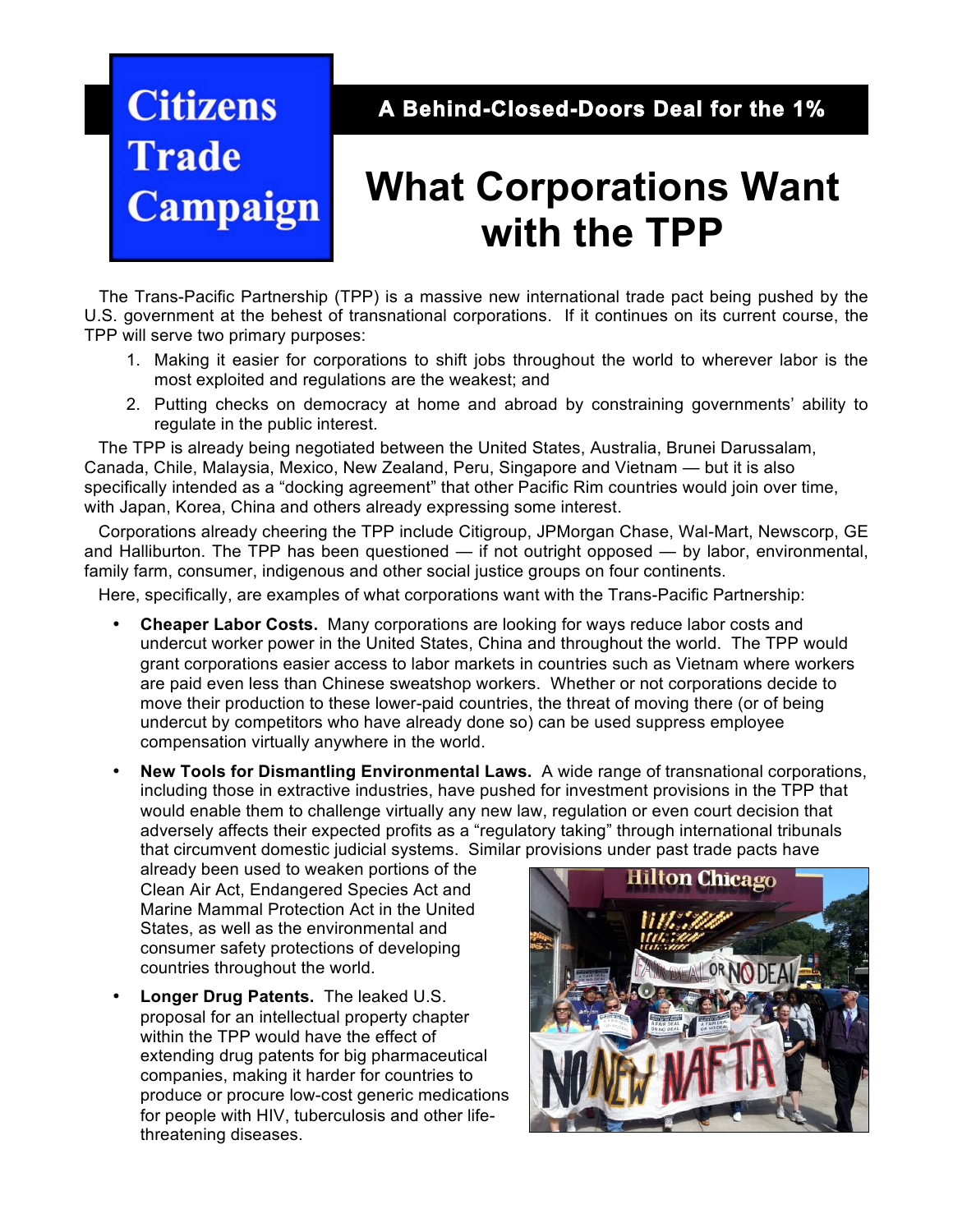Citizens Trade Campaign

A Behind-Closed-Doors Deal for the 1%

# What Corporations Want with the TPP

The Trans-Pacific Partnership (TPP) is a massive new international trade pact being pushed by the U.S. government at the behest of transnational corporations. If it continues on its current course, the TPP will serve two primary purposes:

1. Making it easier for corporations to shift jobs throughout the world to wherever labor is the most exploited and regulations are the weakest; and
2. Putting checks on democracy at home and abroad by constraining governments' ability to regulate in the public interest.

The TPP is already being negotiated between the United States, Australia, Brunei Darussalam, Canada, Chile, Malaysia, Mexico, New Zealand, Peru, Singapore and Vietnam — but it is also specifically intended as a "docking agreement" that other Pacific Rim countries would join over time, with Japan, Korea, China and others already expressing some interest.

Corporations already cheering the TPP include Citigroup, JPMorgan Chase, Wal-Mart, Newscorp, GE and Halliburton. The TPP has been questioned — if not outright opposed — by labor, environmental, family farm, consumer, indigenous and other social justice groups on four continents.

Here, specifically, are examples of what corporations want with the Trans-Pacific Partnership:

- **Cheaper Labor Costs.** Many corporations are looking for ways reduce labor costs and undercut worker power in the United States, China and throughout the world. The TPP would grant corporations easier access to labor markets in countries such as Vietnam where workers are paid even less than Chinese sweatshop workers. Whether or not corporations decide to move their production to these lower-paid countries, the threat of moving there (or of being undercut by competitors who have already done so) can be used suppress employee compensation virtually anywhere in the world.

- **New Tools for Dismantling Environmental Laws.** A wide range of transnational corporations, including those in extractive industries, have pushed for investment provisions in the TPP that would enable them to challenge virtually any new law, regulation or even court decision that adversely affects their expected profits as a "regulatory taking" through international tribunals that circumvent domestic judicial systems. Similar provisions under past trade pacts have already been used to weaken portions of the Clean Air Act, Endangered Species Act and Marine Mammal Protection Act in the United States, as well as the environmental and consumer safety protections of developing countries throughout the world.

- **Longer Drug Patents.** The leaked U.S. proposal for an intellectual property chapter within the TPP would have the effect of extending drug patents for big pharmaceutical companies, making it harder for countries to produce or procure low-cost generic medications for people with HIV, tuberculosis and other life-threatening diseases.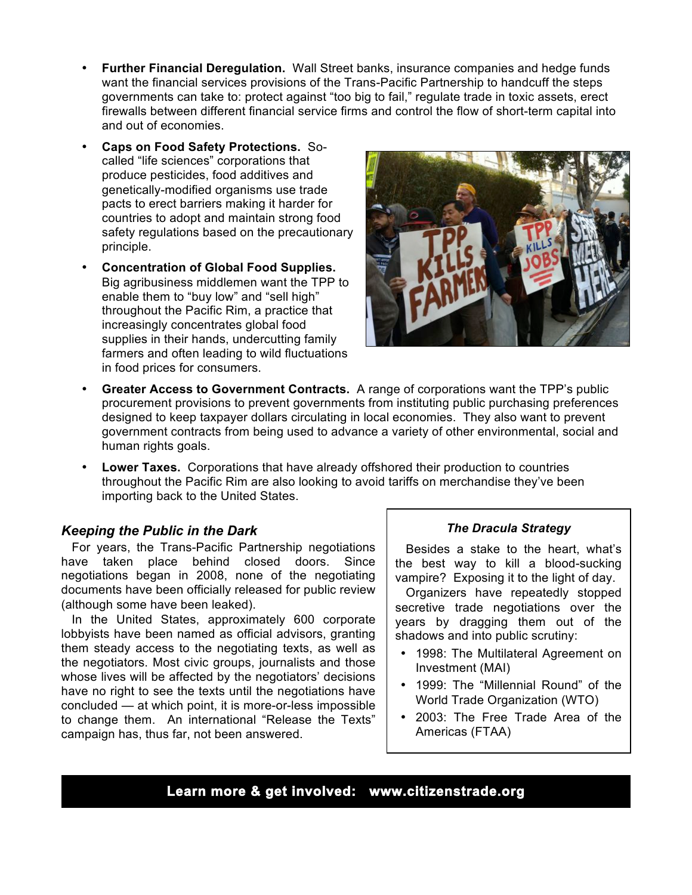- **Further Financial Deregulation.** Wall Street banks, insurance companies and hedge funds want the financial services provisions of the Trans-Pacific Partnership to handcuff the steps governments can take to: protect against "too big to fail," regulate trade in toxic assets, erect firewalls between different financial service firms and control the flow of short-term capital into and out of economies.
- **Caps on Food Safety Protections.** So-called "life sciences" corporations that produce pesticides, food additives and genetically-modified organisms use trade pacts to erect barriers making it harder for countries to adopt and maintain strong food safety regulations based on the precautionary principle.
- **Concentration of Global Food Supplies.** Big agribusiness middlemen want the TPP to enable them to "buy low" and "sell high" throughout the Pacific Rim, a practice that increasingly concentrates global food supplies in their hands, undercutting family farmers and often leading to wild fluctuations in food prices for consumers.
- **Greater Access to Government Contracts.** A range of corporations want the TPP's public procurement provisions to prevent governments from instituting public purchasing preferences designed to keep taxpayer dollars circulating in local economies. They also want to prevent government contracts from being used to advance a variety of other environmental, social and human rights goals.
- **Lower Taxes.** Corporations that have already offshored their production to countries throughout the Pacific Rim are also looking to avoid tariffs on merchandise they've been importing back to the United States.

### *Keeping the Public in the Dark*

For years, the Trans-Pacific Partnership negotiations have taken place behind closed doors. Since negotiations began in 2008, none of the negotiating documents have been officially released for public review (although some have been leaked).

In the United States, approximately 600 corporate lobbyists have been named as official advisors, granting them steady access to the negotiating texts, as well as the negotiators. Most civic groups, journalists and those whose lives will be affected by the negotiators' decisions have no right to see the texts until the negotiations have concluded — at which point, it is more-or-less impossible to change them. An international "Release the Texts" campaign has, thus far, not been answered.

### *The Dracula Strategy*

Besides a stake to the heart, what's the best way to kill a blood-sucking vampire? Exposing it to the light of day.

Organizers have repeatedly stopped secretive trade negotiations over the years by dragging them out of the shadows and into public scrutiny:

- 1998: The Multilateral Agreement on Investment (MAI)
- 1999: The "Millennial Round" of the World Trade Organization (WTO)
- 2003: The Free Trade Area of the Americas (FTAA)

**Learn more & get involved: www.citizenstrade.org**